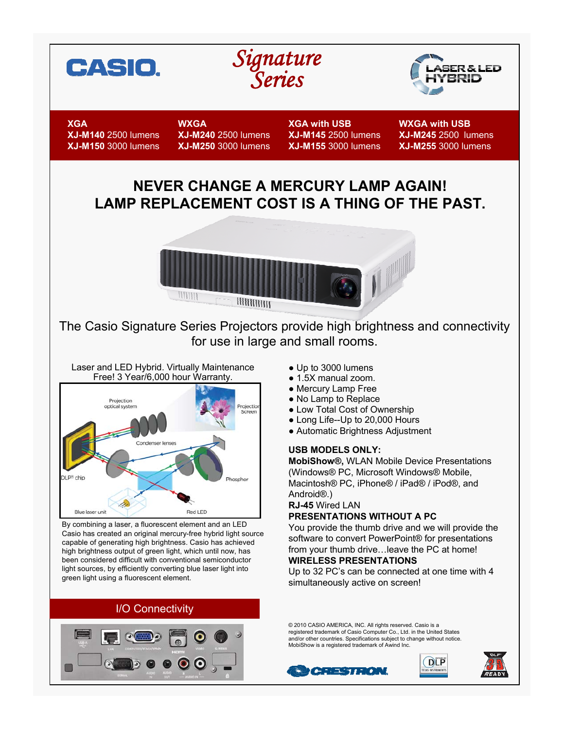**CASIO**

# Signature Series

LASER & LED HYBRID

| XGA | WXGA | XGA with USB | WXGA with USB |
|---|---|---|---|
| **XJ-M140** 2500 lumens | **XJ-M240** 2500 lumens | **XJ-M145** 2500 lumens | **XJ-M245** 2500 lumens |
| **XJ-M150** 3000 lumens | **XJ-M250** 3000 lumens | **XJ-M155** 3000 lumens | **XJ-M255** 3000 lumens |

## NEVER CHANGE A MERCURY LAMP AGAIN!
## LAMP REPLACEMENT COST IS A THING OF THE PAST.

The Casio Signature Series Projectors provide high brightness and connectivity for use in large and small rooms.

Laser and LED Hybrid. Virtually Maintenance Free! 3 Year/6,000 hour Warranty.

Projection optical system, Projection Screen, Condenser lenses, DLP® chip, Phosphor, Blue laser unit, Red LED

By combining a laser, a fluorescent element and an LED Casio has created an original mercury-free hybrid light source capable of generating high brightness. Casio has achieved high brightness output of green light, which until now, has been considered difficult with conventional semiconductor light sources, by efficiently converting blue laser light into green light using a fluorescent element.

- Up to 3000 lumens
- 1.5X manual zoom.
- Mercury Lamp Free
- No Lamp to Replace
- Low Total Cost of Ownership
- Long Life--Up to 20,000 Hours
- Automatic Brightness Adjustment

**USB MODELS ONLY:**

**MobiShow®,** WLAN Mobile Device Presentations (Windows® PC, Microsoft Windows® Mobile, Macintosh® PC, iPhone® / iPad® / iPod®, and Android®.)

**RJ-45** Wired LAN

**PRESENTATIONS WITHOUT A PC**

You provide the thumb drive and we will provide the software to convert PowerPoint® for presentations from your thumb drive…leave the PC at home!

**WIRELESS PRESENTATIONS**

Up to 32 PC's can be connected at one time with 4 simultaneously active on screen!

## I/O Connectivity

USB-A, LAN, COMPUTER/YCbCr/YPbPr, HDMI, VIDEO, S-VIDEO, SERIAL, AUDIO IN, AUDIO OUT, R — AUDIO IN — L

© 2010 CASIO AMERICA, INC. All rights reserved. Casio is a registered trademark of Casio Computer Co., Ltd. in the United States and/or other countries. Specifications subject to change without notice. MobiShow is a registered trademark of Awind Inc.

CRESTRON  DLP TEXAS INSTRUMENTS  DLP 3D READY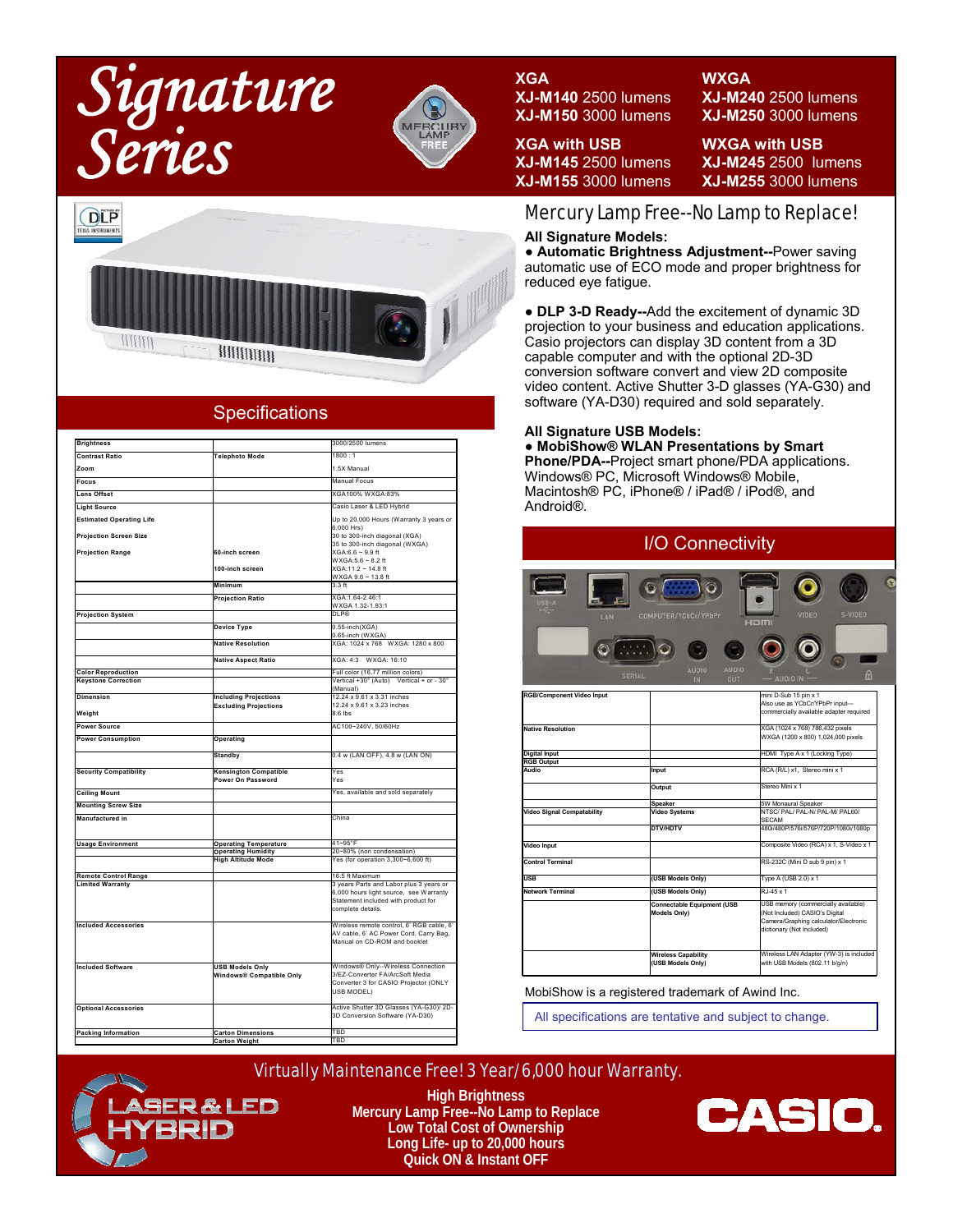# Signature Series

**XGA**
**XJ-M140** 2500 lumens
**XJ-M150** 3000 lumens

**XGA with USB**
**XJ-M145** 2500 lumens
**XJ-M155** 3000 lumens

**WXGA**
**XJ-M240** 2500 lumens
**XJ-M250** 3000 lumens

**WXGA with USB**
**XJ-M245** 2500 lumens
**XJ-M255** 3000 lumens

MERCURY LAMP FREE

## Mercury Lamp Free--No Lamp to Replace!

**All Signature Models:**

- **Automatic Brightness Adjustment--**Power saving automatic use of ECO mode and proper brightness for reduced eye fatigue.

- **DLP 3-D Ready--**Add the excitement of dynamic 3D projection to your business and education applications. Casio projectors can display 3D content from a 3D capable computer and with the optional 2D-3D conversion software convert and view 2D composite video content. Active Shutter 3-D glasses (YA-G30) and software (YA-D30) required and sold separately.

**All Signature USB Models:**

- **MobiShow® WLAN Presentations by Smart Phone/PDA--**Project smart phone/PDA applications. Windows® PC, Microsoft Windows® Mobile, Macintosh® PC, iPhone® / iPad® / iPod®, and Android®.

## Specifications

| | | |
|---|---|---|
| Brightness | | 3000/2500 lumens |
| Contrast Ratio | Telephoto Mode | 1800 : 1 |
| Zoom | | 1.5X Manual |
| Focus | | Manual Focus |
| Lens Offset | | XGA100% WXGA:83% |
| Light Source | | Casio Laser & LED Hybrid |
| Estimated Operating Life | | Up to 20,000 Hours (Warranty 3 years or 6,000 Hrs) |
| Projection Screen Size | | 30 to 300-inch diagonal (XGA) 35 to 300-inch diagonal (WXGA) |
| Projection Range | 60-inch screen | XGA:6.6 ~ 9.9 ft WXGA:5.6 ~ 8.2 ft |
| | 100-inch screen | XGA:11.2 ~ 14.8 ft WXGA 9.6 ~ 13.8 ft |
| | Minimum | 3.3 ft |
| | Projection Ratio | XGA:1.64-2.46:1 WXGA 1.32-1.93:1 |
| Projection System | | DLP® |
| | Device Type | 0.55-inch(XGA) 0.65-inch (WXGA) |
| | Native Resolution | XGA: 1024 x 768 WXGA: 1280 x 800 |
| | Native Aspect Ratio | XGA: 4:3 WXGA: 16:10 |
| Color Reproduction | | Full color (16.77 million colors) |
| Keystone Correction | | Vertical +30° (Auto) Vertical + or - 30° (Manual) |
| Dimension | Including Projections | 12.24 x 9.61 x 3.31 inches |
| | Excluding Projections | 12.24 x 9.61 x 3.23 inches |
| Weight | | 8.6 lbs |
| Power Source | | AC100~240V, 50/60Hz |
| Power Consumption | Operating | |
| | Standby | 0.4 w (LAN OFF), 4.8 w (LAN ON) |
| Security Compatibility | Kensington Compatible | Yes |
| | Power On Password | Yes |
| Ceiling Mount | | Yes, available and sold separately |
| Mounting Screw Size | | |
| Manufactured in | | China |
| Usage Environment | Operating Temperature | 41~95°F |
| | Operating Humidity | 20~80% (non condensation) |
| | High Altitude Mode | Yes (for operation 3,300~8,600 ft) |
| Remote Control Range | | 16.5 ft Maximum |
| Limited Warranty | | 3 years Parts and Labor plus 3 years or 6,000 hours light source, see Warranty Statement included with product for complete details. |
| Included Accessories | | Wireless remote control, 6' RGB cable, 6' AV cable, 6' AC Power Cord, Carry Bag, Manual on CD-ROM and booklet |
| Included Software | USB Models Only Windows® Compatible Only | Windows® Only--Wireless Connection 3/EZ-Converter FA/ArcSoft Media Converter 3 for CASIO Projector (ONLY USB MODEL) |
| Optional Accessories | | Active Shutter 3D Glasses (YA-G30)/ 2D-3D Conversion Software (YA-D30) |
| Packing Information | Carton Dimensions | TBD |
| | Carton Weight | TBD |

## I/O Connectivity

| | | |
|---|---|---|
| RGB/Component Video Input | | mini D-Sub 15 pin x 1 Also use as YCbCr/YPbPr input—commercially available adapter required |
| Native Resolution | | XGA (1024 x 768) 786,432 pixels WXGA (1200 x 800) 1,024,000 pixels |
| Digital Input | | HDMI Type A x 1 (Locking Type) |
| RGB Output | | |
| Audio | Input | RCA (R/L) x1, Stereo mini x 1 |
| | Output | Stereo Mini x 1 |
| | Speaker | 5W Monaural Speaker |
| Video Signal Compatability | Video Systems | NTSC/ PAL/ PAL-N/ PAL-M/ PAL60/ SECAM |
| | DTV/HDTV | 480i/480P/576i/576P/720P/1080i/1080p |
| Video Input | | Composite Video (RCA) x 1, S-Video x 1 |
| Control Terminal | | RS-232C (Mini D sub 9 pin) x 1 |
| USB | (USB Models Only) | Type A (USB 2.0) x 1 |
| Network Terminal | (USB Models Only) | RJ-45 x 1 |
| | Connectable Equipment (USB Models Only) | USB memory (commercially available) (Not Included) CASIO's Digital Camera/Graphing calculator/Electronic dictionary (Not Included) |
| | Wireless Capability (USB Models Only) | Wireless LAN Adaptor (YW-3) is included with USB Models (802.11 b/g/n) |

MobiShow is a registered trademark of Awind Inc.

All specifications are tentative and subject to change.

## Virtually Maintenance Free! 3 Year/6,000 hour Warranty.

LASER & LED HYBRID

**High Brightness**
**Mercury Lamp Free--No Lamp to Replace**
**Low Total Cost of Ownership**
**Long Life- up to 20,000 hours**
**Quick ON & Instant OFF**

CASIO.